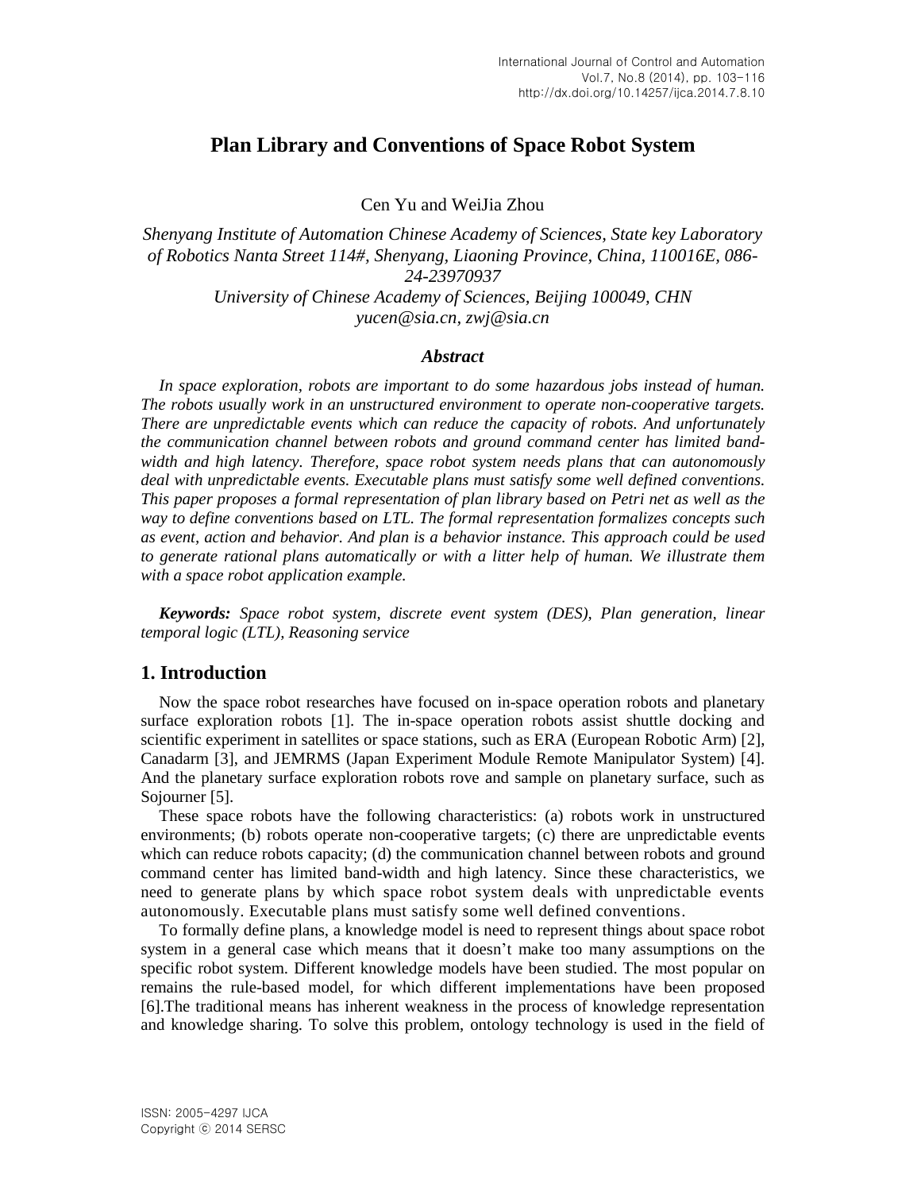# Plan Library and Conventions of Space Robot System

Cen Yu and WeiJia Zhou

*Shenyang Institute of Automation Chinese Academy of Sciences, State key Laboratory of Robotics Nanta Street 114#, Shenyang, Liaoning Province, China, 110016E, 086-24-23970937*
*University of Chinese Academy of Sciences, Beijing 100049, CHN*
*yucen@sia.cn, zwj@sia.cn*

### *Abstract*

*In space exploration, robots are important to do some hazardous jobs instead of human. The robots usually work in an unstructured environment to operate non-cooperative targets. There are unpredictable events which can reduce the capacity of robots. And unfortunately the communication channel between robots and ground command center has limited band-width and high latency. Therefore, space robot system needs plans that can autonomously deal with unpredictable events. Executable plans must satisfy some well defined conventions. This paper proposes a formal representation of plan library based on Petri net as well as the way to define conventions based on LTL. The formal representation formalizes concepts such as event, action and behavior. And plan is a behavior instance. This approach could be used to generate rational plans automatically or with a litter help of human. We illustrate them with a space robot application example.*

***Keywords:*** *Space robot system, discrete event system (DES), Plan generation, linear temporal logic (LTL), Reasoning service*

## 1. Introduction

Now the space robot researches have focused on in-space operation robots and planetary surface exploration robots [1]. The in-space operation robots assist shuttle docking and scientific experiment in satellites or space stations, such as ERA (European Robotic Arm) [2], Canadarm [3], and JEMRMS (Japan Experiment Module Remote Manipulator System) [4]. And the planetary surface exploration robots rove and sample on planetary surface, such as Sojourner [5].

These space robots have the following characteristics: (a) robots work in unstructured environments; (b) robots operate non-cooperative targets; (c) there are unpredictable events which can reduce robots capacity; (d) the communication channel between robots and ground command center has limited band-width and high latency. Since these characteristics, we need to generate plans by which space robot system deals with unpredictable events autonomously. Executable plans must satisfy some well defined conventions.

To formally define plans, a knowledge model is need to represent things about space robot system in a general case which means that it doesn't make too many assumptions on the specific robot system. Different knowledge models have been studied. The most popular on remains the rule-based model, for which different implementations have been proposed [6].The traditional means has inherent weakness in the process of knowledge representation and knowledge sharing. To solve this problem, ontology technology is used in the field of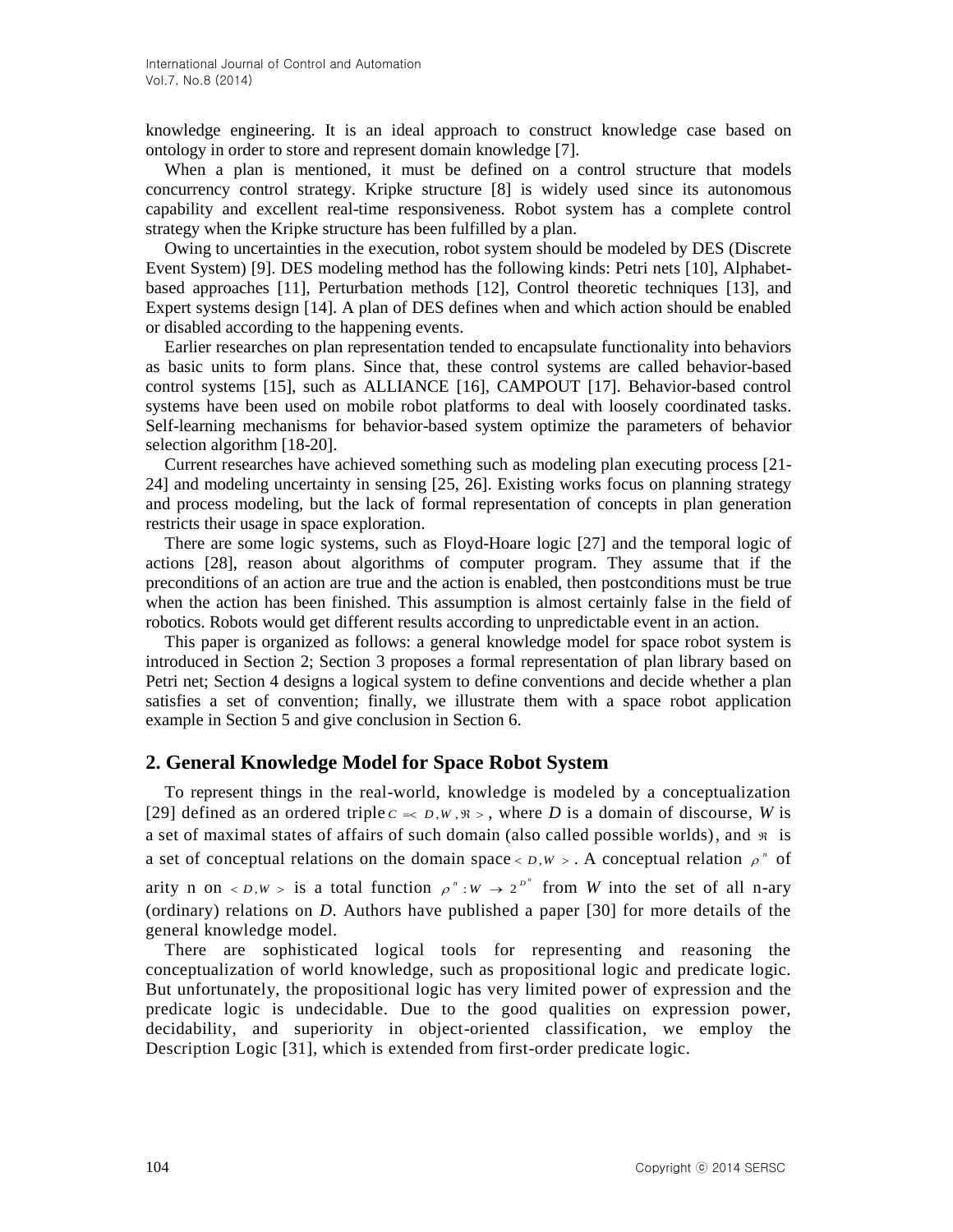knowledge engineering. It is an ideal approach to construct knowledge case based on ontology in order to store and represent domain knowledge [7].

When a plan is mentioned, it must be defined on a control structure that models concurrency control strategy. Kripke structure [8] is widely used since its autonomous capability and excellent real-time responsiveness. Robot system has a complete control strategy when the Kripke structure has been fulfilled by a plan.

Owing to uncertainties in the execution, robot system should be modeled by DES (Discrete Event System) [9]. DES modeling method has the following kinds: Petri nets [10], Alphabet-based approaches [11], Perturbation methods [12], Control theoretic techniques [13], and Expert systems design [14]. A plan of DES defines when and which action should be enabled or disabled according to the happening events.

Earlier researches on plan representation tended to encapsulate functionality into behaviors as basic units to form plans. Since that, these control systems are called behavior-based control systems [15], such as ALLIANCE [16], CAMPOUT [17]. Behavior-based control systems have been used on mobile robot platforms to deal with loosely coordinated tasks. Self-learning mechanisms for behavior-based system optimize the parameters of behavior selection algorithm [18-20].

Current researches have achieved something such as modeling plan executing process [21-24] and modeling uncertainty in sensing [25, 26]. Existing works focus on planning strategy and process modeling, but the lack of formal representation of concepts in plan generation restricts their usage in space exploration.

There are some logic systems, such as Floyd-Hoare logic [27] and the temporal logic of actions [28], reason about algorithms of computer program. They assume that if the preconditions of an action are true and the action is enabled, then postconditions must be true when the action has been finished. This assumption is almost certainly false in the field of robotics. Robots would get different results according to unpredictable event in an action.

This paper is organized as follows: a general knowledge model for space robot system is introduced in Section 2; Section 3 proposes a formal representation of plan library based on Petri net; Section 4 designs a logical system to define conventions and decide whether a plan satisfies a set of convention; finally, we illustrate them with a space robot application example in Section 5 and give conclusion in Section 6.

## 2. General Knowledge Model for Space Robot System

To represent things in the real-world, knowledge is modeled by a conceptualization [29] defined as an ordered triple $C = \langle D, W, \Re \rangle$, where *D* is a domain of discourse, *W* is a set of maximal states of affairs of such domain (also called possible worlds), and $\Re$ is a set of conceptual relations on the domain space $\langle D, W \rangle$. A conceptual relation $\rho^n$ of arity n on $\langle D, W \rangle$ is a total function $\rho^n : W \to 2^{D^n}$ from *W* into the set of all n-ary (ordinary) relations on *D*. Authors have published a paper [30] for more details of the general knowledge model.

There are sophisticated logical tools for representing and reasoning the conceptualization of world knowledge, such as propositional logic and predicate logic. But unfortunately, the propositional logic has very limited power of expression and the predicate logic is undecidable. Due to the good qualities on expression power, decidability, and superiority in object-oriented classification, we employ the Description Logic [31], which is extended from first-order predicate logic.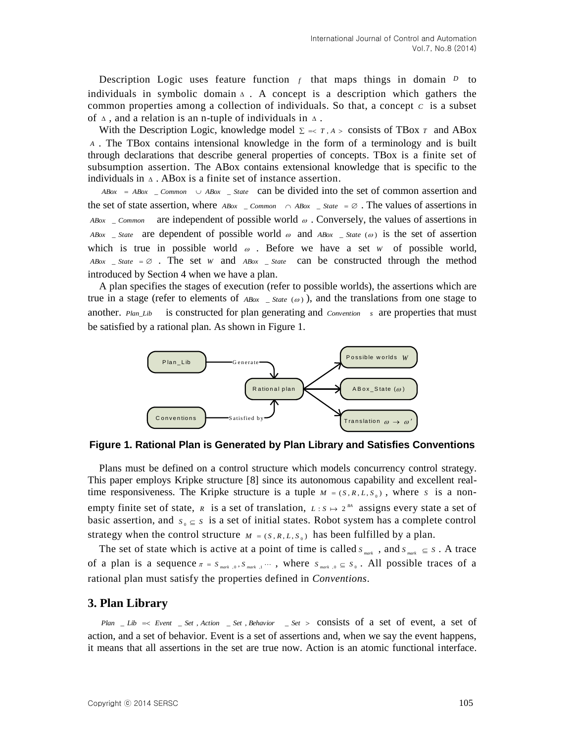Description Logic uses feature function $f$ that maps things in domain $D$ to individuals in symbolic domain $\Delta$. A concept is a description which gathers the common properties among a collection of individuals. So that, a concept $C$ is a subset of $\Delta$, and a relation is an n-tuple of individuals in $\Delta$.

With the Description Logic, knowledge model $\Sigma = < T, A >$ consists of TBox $T$ and ABox $A$. The TBox contains intensional knowledge in the form of a terminology and is built through declarations that describe general properties of concepts. TBox is a finite set of subsumption assertion. The ABox contains extensional knowledge that is specific to the individuals in $\Delta$. ABox is a finite set of instance assertion.

$ABox = ABox\_Common \cup ABox\_State$ can be divided into the set of common assertion and the set of state assertion, where $ABox\_Common \cap ABox\_State = \varnothing$. The values of assertions in $ABox\_Common$ are independent of possible world $\omega$. Conversely, the values of assertions in $ABox\_State$ are dependent of possible world $\omega$ and $ABox\_State(\omega)$ is the set of assertion which is true in possible world $\omega$. Before we have a set $W$ of possible world, $ABox\_State = \varnothing$. The set $W$ and $ABox\_State$ can be constructed through the method introduced by Section 4 when we have a plan.

A plan specifies the stages of execution (refer to possible worlds), the assertions which are true in a stage (refer to elements of $ABox\_State(\omega)$), and the translations from one stage to another. *Plan_Lib* is constructed for plan generating and *Conventions* are properties that must be satisfied by a rational plan. As shown in Figure 1.

**Figure 1. Rational Plan is Generated by Plan Library and Satisfies Conventions**

Plans must be defined on a control structure which models concurrency control strategy. This paper employs Kripke structure [8] since its autonomous capability and excellent real-time responsiveness. The Kripke structure is a tuple $M = (S, R, L, S_0)$, where $S$ is a non-empty finite set of state, $R$ is a set of translation, $L : S \mapsto 2^{BA}$ assigns every state a set of basic assertion, and $S_0 \subseteq S$ is a set of initial states. Robot system has a complete control strategy when the control structure $M = (S, R, L, S_0)$ has been fulfilled by a plan.

The set of state which is active at a point of time is called $S_{mark}$, and $S_{mark} \subseteq S$. A trace of a plan is a sequence $\pi = S_{mark,0}, S_{mark,1} \cdots$, where $S_{mark,0} \subseteq S_0$. All possible traces of a rational plan must satisfy the properties defined in *Conventions*.

## 3. Plan Library

$Plan\_Lib = < Event\_Set, Action\_Set, Behavior\_Set >$ consists of a set of event, a set of action, and a set of behavior. Event is a set of assertions and, when we say the event happens, it means that all assertions in the set are true now. Action is an atomic functional interface.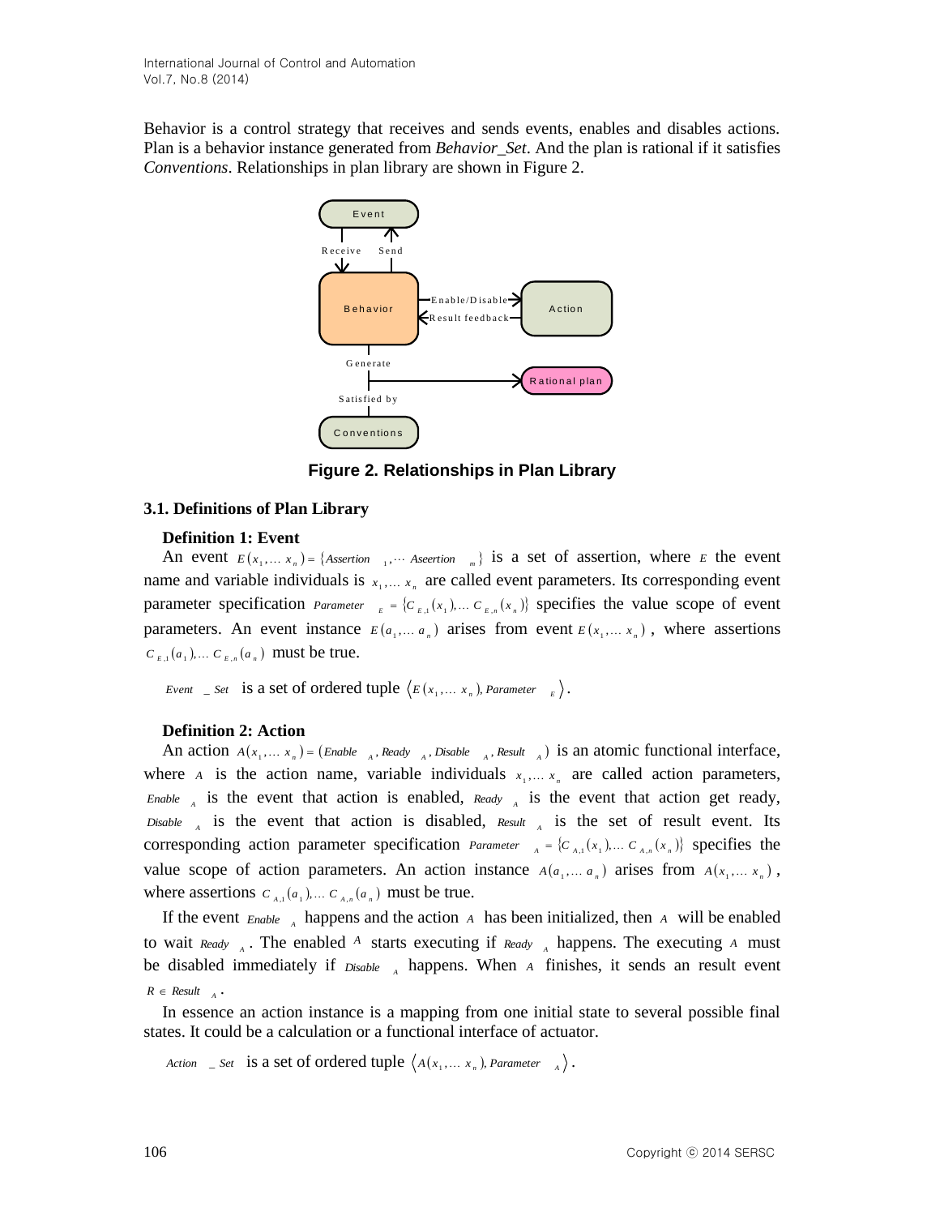Behavior is a control strategy that receives and sends events, enables and disables actions. Plan is a behavior instance generated from *Behavior_Set*. And the plan is rational if it satisfies *Conventions*. Relationships in plan library are shown in Figure 2.

**Figure 2. Relationships in Plan Library**

### 3.1. Definitions of Plan Library

**Definition 1: Event**

An event $E(x_1, \dots x_n) = \{Assertion_1, \cdots Aserertion_m\}$ is a set of assertion, where $E$ the event name and variable individuals is $x_1, \dots x_n$ are called event parameters. Its corresponding event parameter specification $Parameter_E = \{C_{E,1}(x_1), \dots C_{E,n}(x_n)\}$ specifies the value scope of event parameters. An event instance $E(a_1, \dots a_n)$ arises from event $E(x_1, \dots x_n)$, where assertions $C_{E,1}(a_1), \dots C_{E,n}(a_n)$ must be true.

$Event\_Set$ is a set of ordered tuple $\langle E(x_1, \dots x_n), Parameter_E \rangle$.

**Definition 2: Action**

An action $A(x_1, \dots x_n) = (Enable_A, Ready_A, Disable_A, Result_A)$ is an atomic functional interface, where $A$ is the action name, variable individuals $x_1, \dots x_n$ are called action parameters, $Enable_A$ is the event that action is enabled, $Ready_A$ is the event that action get ready, $Disable_A$ is the event that action is disabled, $Result_A$ is the set of result event. Its corresponding action parameter specification $Parameter_A = \{C_{A,1}(x_1), \dots C_{A,n}(x_n)\}$ specifies the value scope of action parameters. An action instance $A(a_1, \dots a_n)$ arises from $A(x_1, \dots x_n)$, where assertions $C_{A,1}(a_1), \dots C_{A,n}(a_n)$ must be true.

If the event $Enable_A$ happens and the action $A$ has been initialized, then $A$ will be enabled to wait $Ready_A$. The enabled $A$ starts executing if $Ready_A$ happens. The executing $A$ must be disabled immediately if $Disable_A$ happens. When $A$ finishes, it sends an result event $R \in Result_A$.

In essence an action instance is a mapping from one initial state to several possible final states. It could be a calculation or a functional interface of actuator.

$Action\_Set$ is a set of ordered tuple $\langle A(x_1, \dots x_n), Parameter_A \rangle$.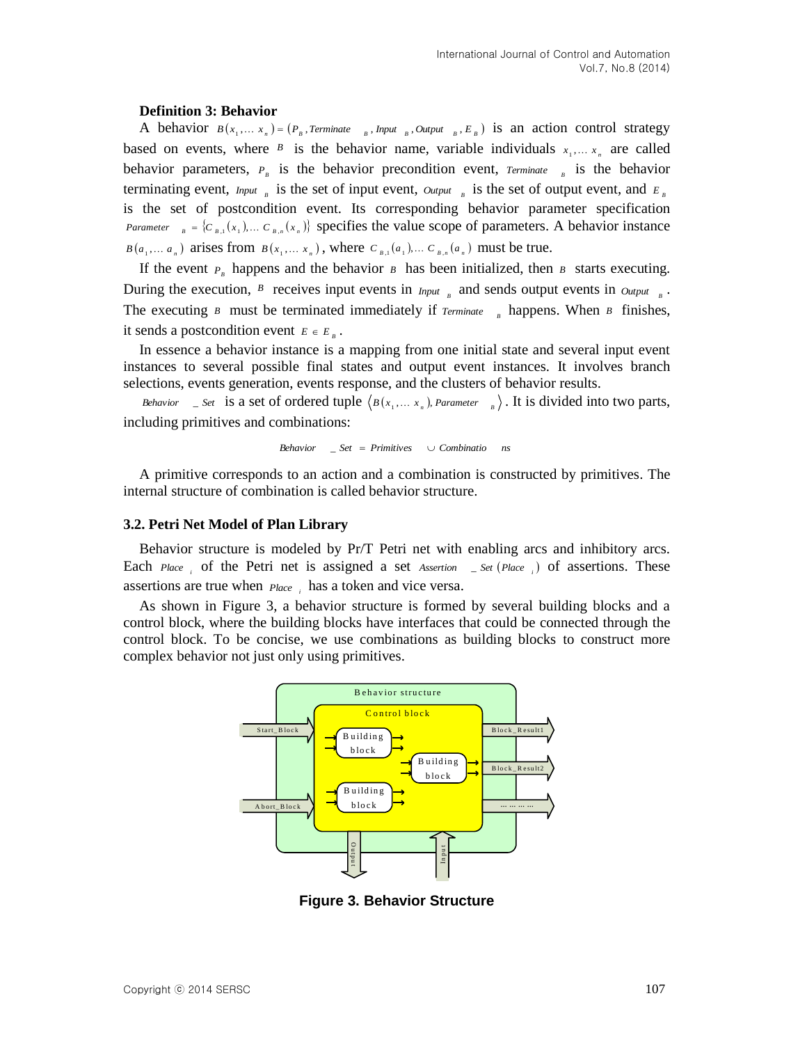**Definition 3: Behavior**

A behavior $B(x_1,\dots x_n) = (P_B, Terminate_B, Input_B, Output_B, E_B)$ is an action control strategy based on events, where $B$ is the behavior name, variable individuals $x_1,\dots x_n$ are called behavior parameters, $P_B$ is the behavior precondition event, $Terminate_B$ is the behavior terminating event, $Input_B$ is the set of input event, $Output_B$ is the set of output event, and $E_B$ is the set of postcondition event. Its corresponding behavior parameter specification $Parameter_B = \{C_{B,1}(x_1),\dots C_{B,n}(x_n)\}$ specifies the value scope of parameters. A behavior instance $B(a_1,\dots a_n)$ arises from $B(x_1,\dots x_n)$, where $C_{B,1}(a_1),\dots C_{B,n}(a_n)$ must be true.

If the event $P_B$ happens and the behavior $B$ has been initialized, then $B$ starts executing. During the execution, $B$ receives input events in $Input_B$ and sends output events in $Output_B$. The executing $B$ must be terminated immediately if $Terminate_B$ happens. When $B$ finishes, it sends a postcondition event $E \in E_B$.

In essence a behavior instance is a mapping from one initial state and several input event instances to several possible final states and output event instances. It involves branch selections, events generation, events response, and the clusters of behavior results.

$Behavior\_Set$ is a set of ordered tuple $\langle B(x_1,\dots x_n), Parameter_B \rangle$. It is divided into two parts, including primitives and combinations:

$$Behavior\_Set = Primitives \cup Combinations$$

A primitive corresponds to an action and a combination is constructed by primitives. The internal structure of combination is called behavior structure.

### 3.2. Petri Net Model of Plan Library

Behavior structure is modeled by Pr/T Petri net with enabling arcs and inhibitory arcs. Each $Place_i$ of the Petri net is assigned a set $Assertion\_Set(Place_i)$ of assertions. These assertions are true when $Place_i$ has a token and vice versa.

As shown in Figure 3, a behavior structure is formed by several building blocks and a control block, where the building blocks have interfaces that could be connected through the control block. To be concise, we use combinations as building blocks to construct more complex behavior not just only using primitives.

**Figure 3. Behavior Structure**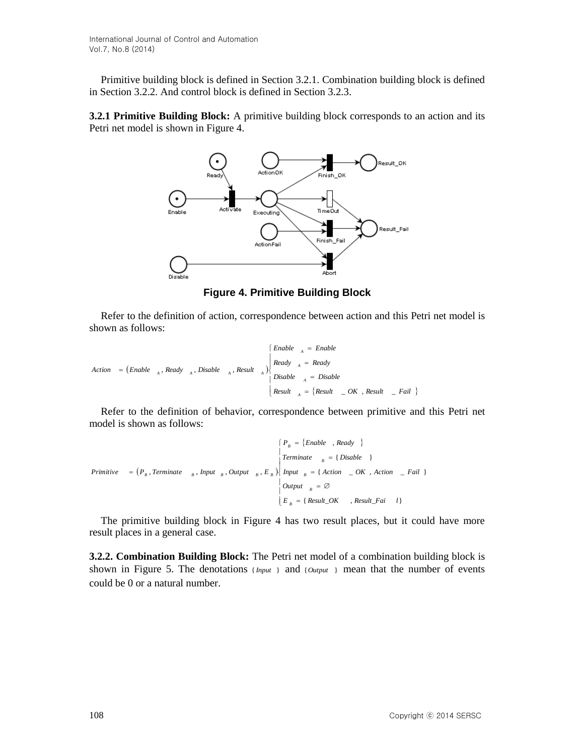Primitive building block is defined in Section 3.2.1. Combination building block is defined in Section 3.2.2. And control block is defined in Section 3.2.3.

**3.2.1 Primitive Building Block:** A primitive building block corresponds to an action and its Petri net model is shown in Figure 4.

**Figure 4. Primitive Building Block**

Refer to the definition of action, correspondence between action and this Petri net model is shown as follows:

$$Action = (Enable_A, Ready_A, Disable_A, Result_A) \begin{cases} Enable_A = Enable \\ Ready_A = Ready \\ Disable_A = Disable \\ Result_A = \{Result\_OK, Result\_Fail\} \end{cases}$$

Refer to the definition of behavior, correspondence between primitive and this Petri net model is shown as follows:

$$Primitive = (P_B, Terminate_B, Input_B, Output_B, E_B) \begin{cases} P_B = \{Enable, Ready\} \\ Terminate_B = \{Disable\} \\ Input_B = \{Action\_OK, Action\_Fail\} \\ Output_B = \varnothing \\ E_B = \{Result\_OK, Result\_Fail\} \end{cases}$$

The primitive building block in Figure 4 has two result places, but it could have more result places in a general case.

**3.2.2. Combination Building Block:** The Petri net model of a combination building block is shown in Figure 5. The denotations $\{Input\}$ and $\{Output\}$ mean that the number of events could be 0 or a natural number.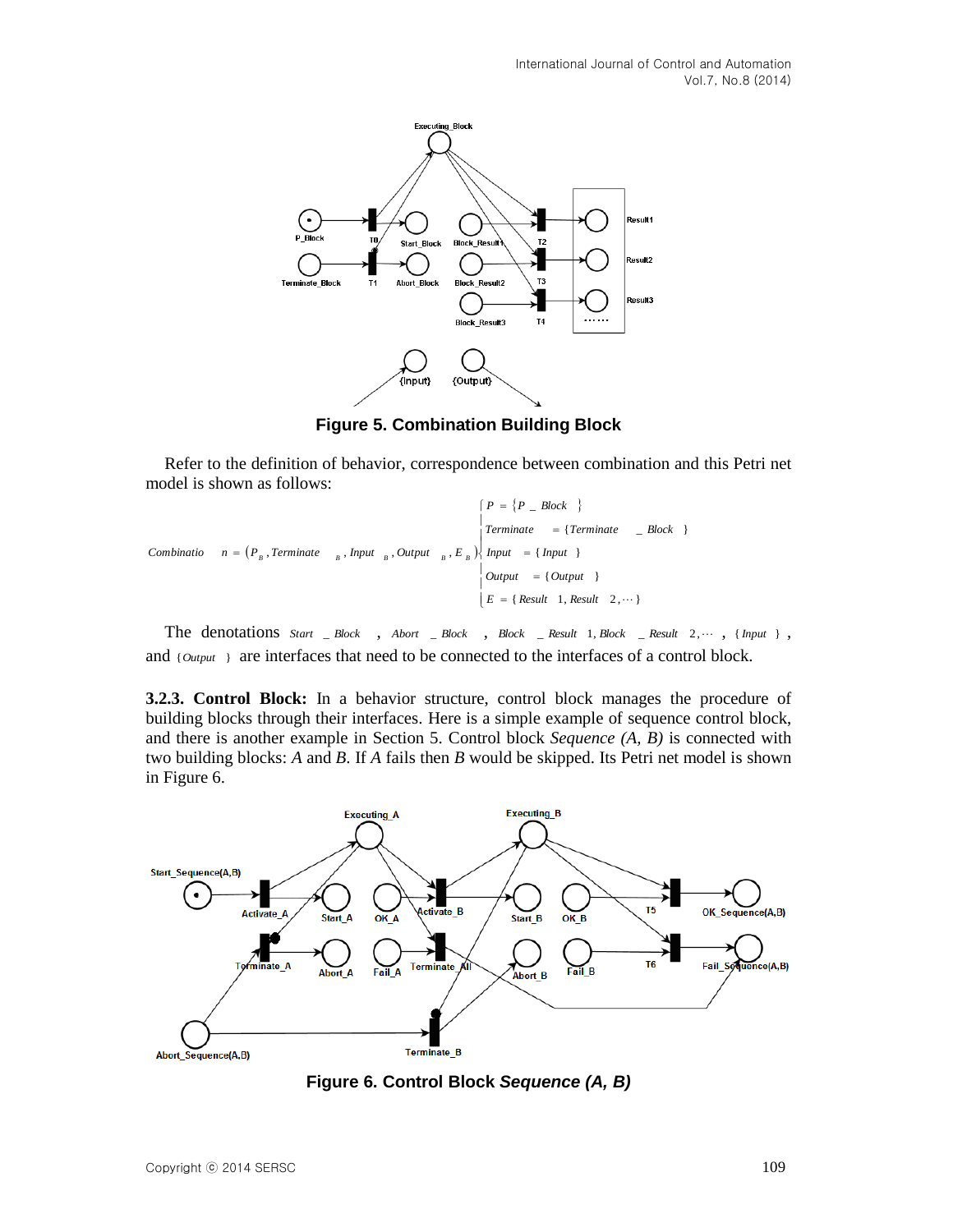Figure 5. Combination Building Block

Refer to the definition of behavior, correspondence between combination and this Petri net model is shown as follows:

$$Combination = (P_B, Terminate_B, Input_B, Output_B, E_B) \begin{cases} P = \{P\_Block\} \\ Terminate = \{Terminate\_Block\} \\ Input = \{Input\} \\ Output = \{Output\} \\ E = \{Result1, Result2, \cdots\} \end{cases}$$

The denotations $Start\_Block$, $Abort\_Block$, $Block\_Result1, Block\_Result2, \cdots$, $\{Input\}$, and $\{Output\}$ are interfaces that need to be connected to the interfaces of a control block.

**3.2.3. Control Block:** In a behavior structure, control block manages the procedure of building blocks through their interfaces. Here is a simple example of sequence control block, and there is another example in Section 5. Control block *Sequence (A, B)* is connected with two building blocks: *A* and *B*. If *A* fails then *B* would be skipped. Its Petri net model is shown in Figure 6.

Figure 6. Control Block *Sequence (A, B)*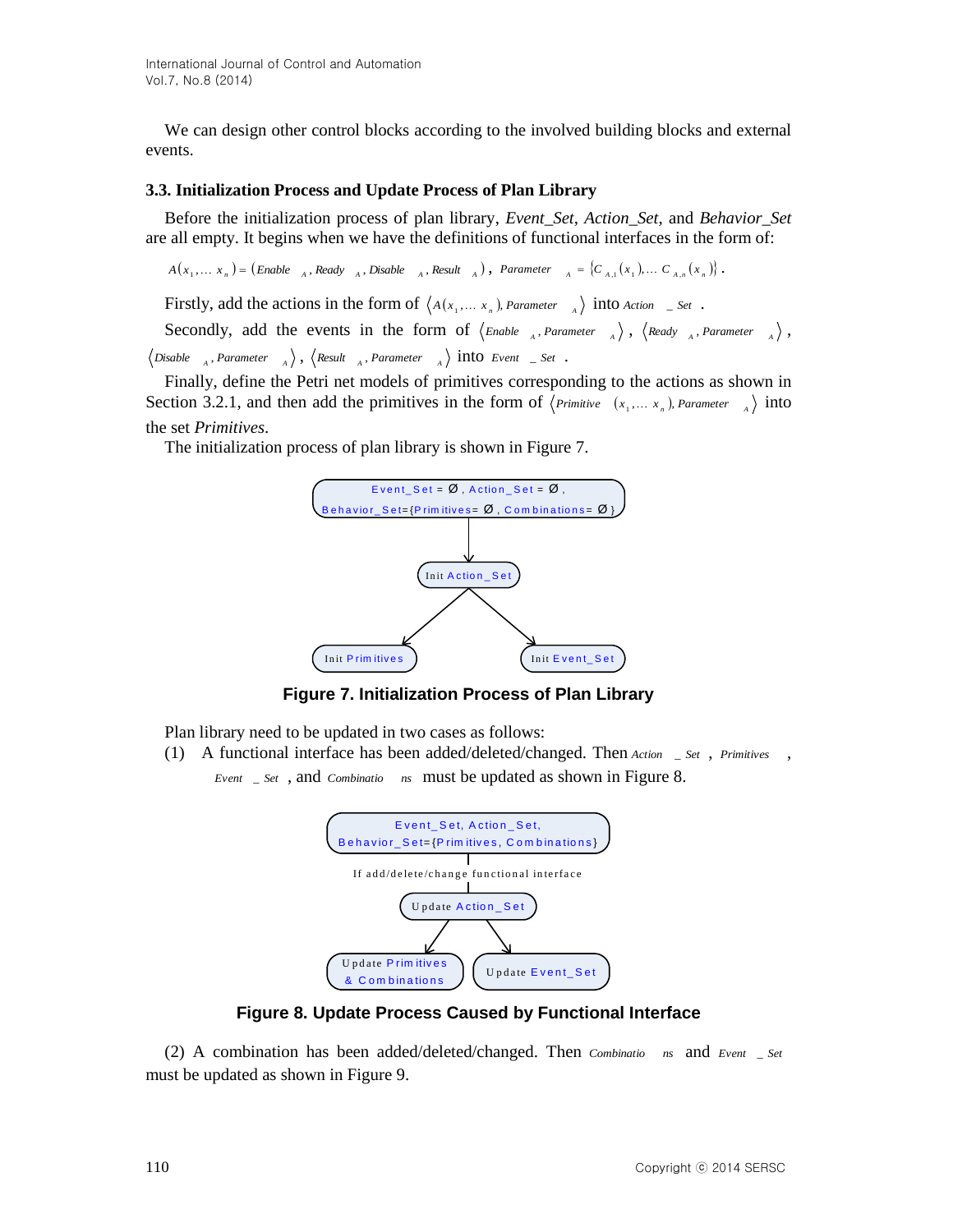We can design other control blocks according to the involved building blocks and external events.

### 3.3. Initialization Process and Update Process of Plan Library

Before the initialization process of plan library, *Event_Set*, *Action_Set*, and *Behavior_Set* are all empty. It begins when we have the definitions of functional interfaces in the form of:

$$A(x_1,\ldots x_n) = (Enable_A, Ready_A, Disable_A, Result_A),\ Parameter_A = \{C_{A,1}(x_1),\ldots C_{A,n}(x_n)\}.$$

Firstly, add the actions in the form of $\langle A(x_1,\ldots x_n), Parameter_A \rangle$ into $Action\_Set$.

Secondly, add the events in the form of $\langle Enable_A, Parameter_A \rangle$, $\langle Ready_A, Parameter_A \rangle$, $\langle Disable_A, Parameter_A \rangle$, $\langle Result_A, Parameter_A \rangle$ into $Event\_Set$.

Finally, define the Petri net models of primitives corresponding to the actions as shown in Section 3.2.1, and then add the primitives in the form of $\langle Primitive(x_1,\ldots x_n), Parameter_A \rangle$ into the set *Primitives*.

The initialization process of plan library is shown in Figure 7.

Event_Set = Ø, Action_Set = Ø, Behavior_Set={Primitives= Ø, Combinations= Ø}

Init Action_Set

Init Primitives

Init Event_Set

**Figure 7. Initialization Process of Plan Library**

Plan library need to be updated in two cases as follows:

(1) A functional interface has been added/deleted/changed. Then $Action\_Set$, $Primitives$, $Event\_Set$, and $Combinations$ must be updated as shown in Figure 8.

Event_Set, Action_Set, Behavior_Set={Primitives, Combinations}

If add/delete/change functional interface

Update Action_Set

Update Primitives & Combinations

Update Event_Set

**Figure 8. Update Process Caused by Functional Interface**

(2) A combination has been added/deleted/changed. Then $Combinations$ and $Event\_Set$ must be updated as shown in Figure 9.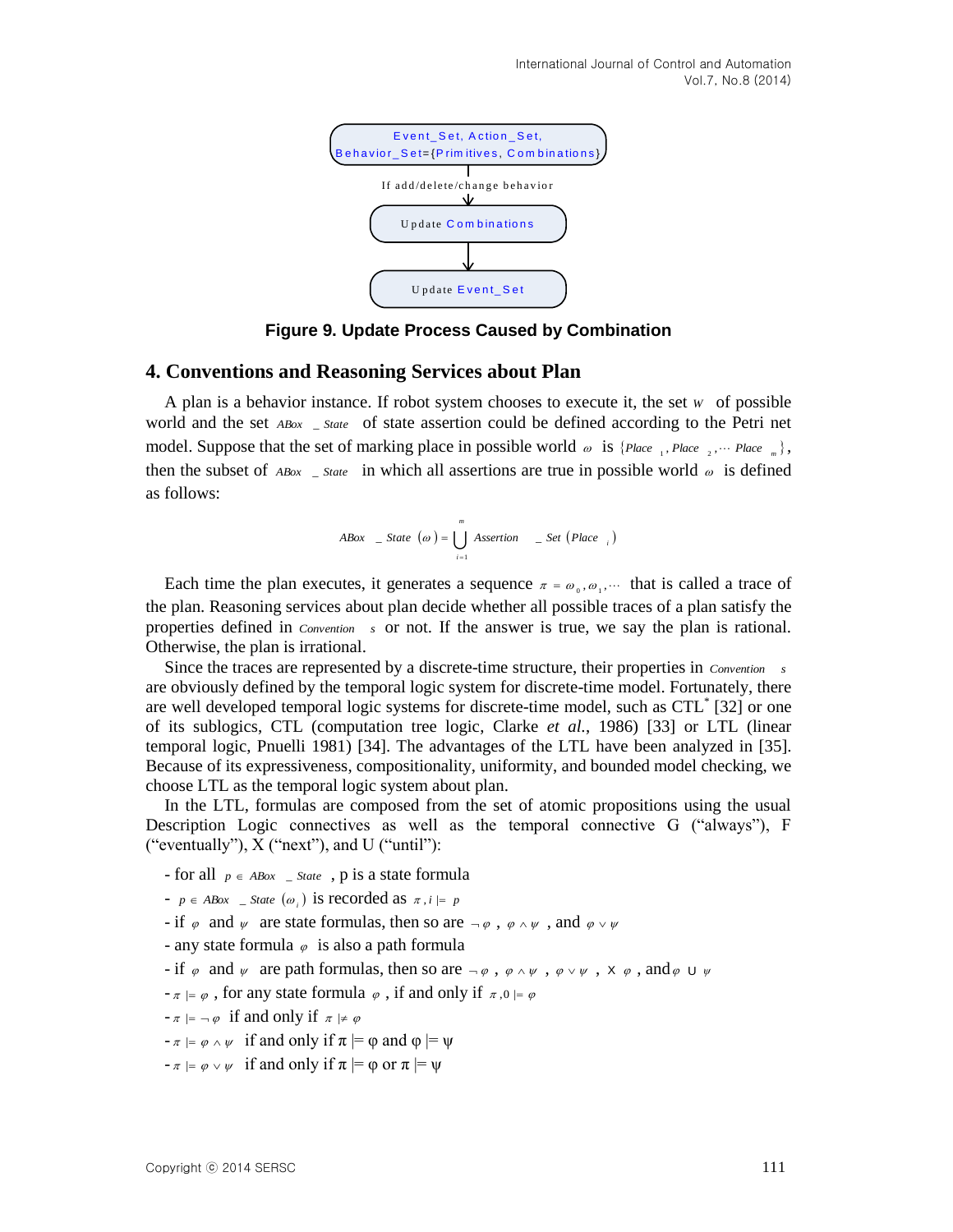Event_Set, Action_Set, Behavior_Set={Primitives, Combinations}

If add/delete/change behavior

Update Combinations

Update Event_Set

**Figure 9. Update Process Caused by Combination**

## 4. Conventions and Reasoning Services about Plan

A plan is a behavior instance. If robot system chooses to execute it, the set $w$ of possible world and the set $ABox\_State$ of state assertion could be defined according to the Petri net model. Suppose that the set of marking place in possible world $\omega$ is $\{Place_1, Place_2, \cdots Place_m\}$, then the subset of $ABox\_State$ in which all assertions are true in possible world $\omega$ is defined as follows:

$$ABox\_State(\omega) = \bigcup_{i=1}^{m} Assertion\_Set(Place_i)$$

Each time the plan executes, it generates a sequence $\pi = \omega_0, \omega_1, \cdots$ that is called a trace of the plan. Reasoning services about plan decide whether all possible traces of a plan satisfy the properties defined in $Convention_s$ or not. If the answer is true, we say the plan is rational. Otherwise, the plan is irrational.

Since the traces are represented by a discrete-time structure, their properties in $Convention_s$ are obviously defined by the temporal logic system for discrete-time model. Fortunately, there are well developed temporal logic systems for discrete-time model, such as CTL* [32] or one of its sublogics, CTL (computation tree logic, Clarke *et al.*, 1986) [33] or LTL (linear temporal logic, Pnuelli 1981) [34]. The advantages of the LTL have been analyzed in [35]. Because of its expressiveness, compositionality, uniformity, and bounded model checking, we choose LTL as the temporal logic system about plan.

In the LTL, formulas are composed from the set of atomic propositions using the usual Description Logic connectives as well as the temporal connective G ("always"), F ("eventually"), X ("next"), and U ("until"):

- for all $p \in ABox\_State$, p is a state formula
- $p \in ABox\_State(\omega_i)$ is recorded as $\pi, i \models p$
- if $\varphi$ and $\psi$ are state formulas, then so are $\neg\varphi$, $\varphi \wedge \psi$, and $\varphi \vee \psi$
- any state formula $\varphi$ is also a path formula
- if $\varphi$ and $\psi$ are path formulas, then so are $\neg\varphi$, $\varphi \wedge \psi$, $\varphi \vee \psi$, $X\varphi$, and $\varphi \cup \psi$
- $\pi \models \varphi$, for any state formula $\varphi$, if and only if $\pi, 0 \models \varphi$
- $\pi \models \neg\varphi$ if and only if $\pi \not\models \varphi$
- $\pi \models \varphi \wedge \psi$ if and only if $\pi \models \varphi$ and $\varphi \models \psi$
- $\pi \models \varphi \vee \psi$ if and only if $\pi \models \varphi$ or $\pi \models \psi$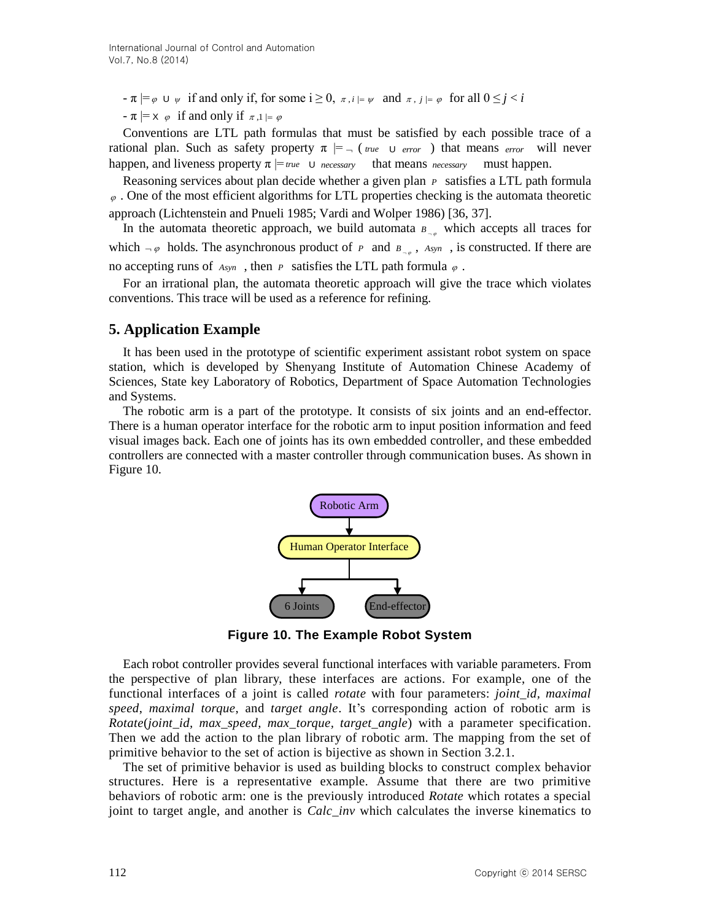- $\pi \models \varphi \cup \psi$ if and only if, for some $i \geq 0$, $\pi, i \models \psi$ and $\pi, j \models \varphi$ for all $0 \leq j < i$

- $\pi \models X \varphi$ if and only if $\pi, 1 \models \varphi$

Conventions are LTL path formulas that must be satisfied by each possible trace of a rational plan. Such as safety property $\pi \models \neg (true \cup error)$ that means $error$ will never happen, and liveness property $\pi \models true \cup necessary$ that means $necessary$ must happen.

Reasoning services about plan decide whether a given plan $P$ satisfies a LTL path formula $\varphi$. One of the most efficient algorithms for LTL properties checking is the automata theoretic approach (Lichtenstein and Pnueli 1985; Vardi and Wolper 1986) [36, 37].

In the automata theoretic approach, we build automata $B_{\neg\varphi}$ which accepts all traces for which $\neg\varphi$ holds. The asynchronous product of $P$ and $B_{\neg\varphi}$, $Asyn$, is constructed. If there are no accepting runs of $Asyn$, then $P$ satisfies the LTL path formula $\varphi$.

For an irrational plan, the automata theoretic approach will give the trace which violates conventions. This trace will be used as a reference for refining.

## 5. Application Example

It has been used in the prototype of scientific experiment assistant robot system on space station, which is developed by Shenyang Institute of Automation Chinese Academy of Sciences, State key Laboratory of Robotics, Department of Space Automation Technologies and Systems.

The robotic arm is a part of the prototype. It consists of six joints and an end-effector. There is a human operator interface for the robotic arm to input position information and feed visual images back. Each one of joints has its own embedded controller, and these embedded controllers are connected with a master controller through communication buses. As shown in Figure 10.

Robotic Arm → Human Operator Interface → 6 Joints, End-effector

**Figure 10. The Example Robot System**

Each robot controller provides several functional interfaces with variable parameters. From the perspective of plan library, these interfaces are actions. For example, one of the functional interfaces of a joint is called *rotate* with four parameters: *joint_id*, *maximal speed*, *maximal torque*, and *target angle*. It's corresponding action of robotic arm is *Rotate*(*joint_id, max_speed, max_torque, target_angle*) with a parameter specification. Then we add the action to the plan library of robotic arm. The mapping from the set of primitive behavior to the set of action is bijective as shown in Section 3.2.1.

The set of primitive behavior is used as building blocks to construct complex behavior structures. Here is a representative example. Assume that there are two primitive behaviors of robotic arm: one is the previously introduced *Rotate* which rotates a special joint to target angle, and another is *Calc_inv* which calculates the inverse kinematics to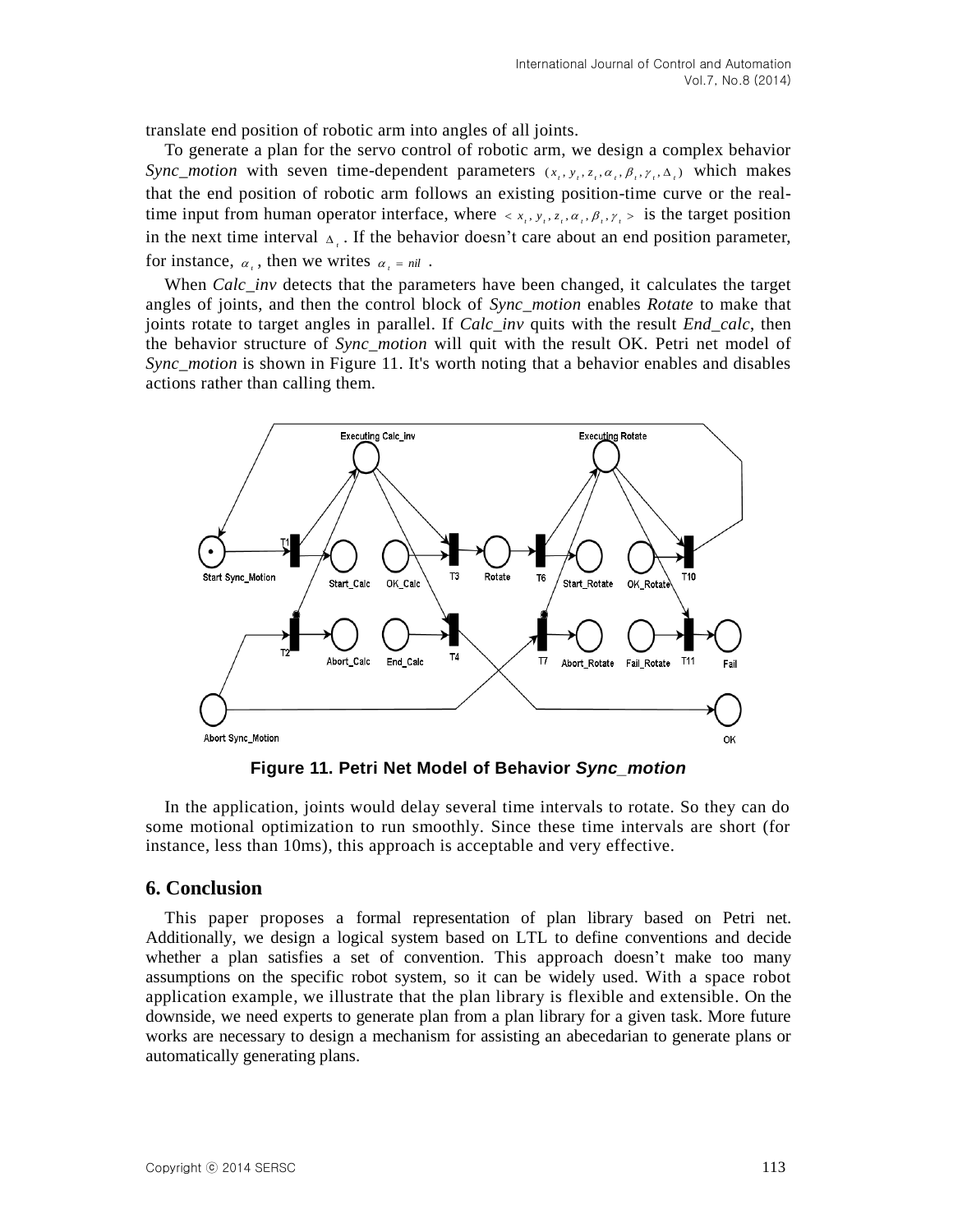translate end position of robotic arm into angles of all joints.

To generate a plan for the servo control of robotic arm, we design a complex behavior *Sync_motion* with seven time-dependent parameters $(x_t, y_t, z_t, \alpha_t, \beta_t, \gamma_t, \Delta_t)$ which makes that the end position of robotic arm follows an existing position-time curve or the real-time input from human operator interface, where $< x_t, y_t, z_t, \alpha_t, \beta_t, \gamma_t >$ is the target position in the next time interval $\Delta_t$. If the behavior doesn't care about an end position parameter, for instance, $\alpha_t$, then we writes $\alpha_t = nil$ .

When *Calc_inv* detects that the parameters have been changed, it calculates the target angles of joints, and then the control block of *Sync_motion* enables *Rotate* to make that joints rotate to target angles in parallel. If *Calc_inv* quits with the result *End_calc*, then the behavior structure of *Sync_motion* will quit with the result OK. Petri net model of *Sync_motion* is shown in Figure 11. It's worth noting that a behavior enables and disables actions rather than calling them.

**Figure 11. Petri Net Model of Behavior *Sync_motion***

In the application, joints would delay several time intervals to rotate. So they can do some motional optimization to run smoothly. Since these time intervals are short (for instance, less than 10ms), this approach is acceptable and very effective.

## 6. Conclusion

This paper proposes a formal representation of plan library based on Petri net. Additionally, we design a logical system based on LTL to define conventions and decide whether a plan satisfies a set of convention. This approach doesn't make too many assumptions on the specific robot system, so it can be widely used. With a space robot application example, we illustrate that the plan library is flexible and extensible. On the downside, we need experts to generate plan from a plan library for a given task. More future works are necessary to design a mechanism for assisting an abecedarian to generate plans or automatically generating plans.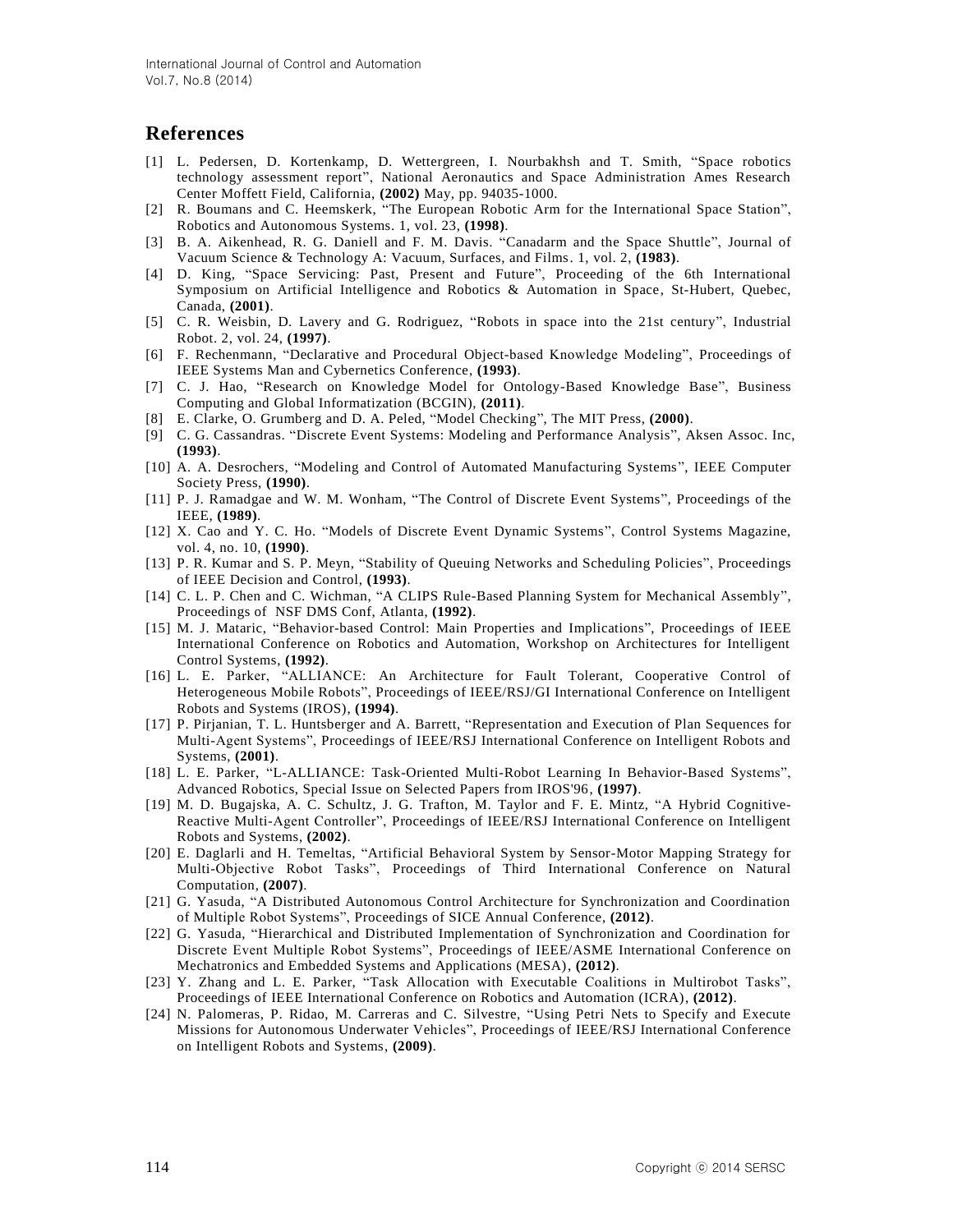## References

[1] L. Pedersen, D. Kortenkamp, D. Wettergreen, I. Nourbakhsh and T. Smith, "Space robotics technology assessment report", National Aeronautics and Space Administration Ames Research Center Moffett Field, California, **(2002)** May, pp. 94035-1000.

[2] R. Boumans and C. Heemskerk, "The European Robotic Arm for the International Space Station", Robotics and Autonomous Systems. 1, vol. 23, **(1998)**.

[3] B. A. Aikenhead, R. G. Daniell and F. M. Davis. "Canadarm and the Space Shuttle", Journal of Vacuum Science & Technology A: Vacuum, Surfaces, and Films. 1, vol. 2, **(1983)**.

[4] D. King, "Space Servicing: Past, Present and Future", Proceeding of the 6th International Symposium on Artificial Intelligence and Robotics & Automation in Space, St-Hubert, Quebec, Canada, **(2001)**.

[5] C. R. Weisbin, D. Lavery and G. Rodriguez, "Robots in space into the 21st century", Industrial Robot. 2, vol. 24, **(1997)**.

[6] F. Rechenmann, "Declarative and Procedural Object-based Knowledge Modeling", Proceedings of IEEE Systems Man and Cybernetics Conference, **(1993)**.

[7] C. J. Hao, "Research on Knowledge Model for Ontology-Based Knowledge Base", Business Computing and Global Informatization (BCGIN), **(2011)**.

[8] E. Clarke, O. Grumberg and D. A. Peled, "Model Checking", The MIT Press, **(2000)**.

[9] C. G. Cassandras. "Discrete Event Systems: Modeling and Performance Analysis", Aksen Assoc. Inc, **(1993)**.

[10] A. A. Desrochers, "Modeling and Control of Automated Manufacturing Systems", IEEE Computer Society Press, **(1990)**.

[11] P. J. Ramadgae and W. M. Wonham, "The Control of Discrete Event Systems", Proceedings of the IEEE, **(1989)**.

[12] X. Cao and Y. C. Ho. "Models of Discrete Event Dynamic Systems", Control Systems Magazine, vol. 4, no. 10, **(1990)**.

[13] P. R. Kumar and S. P. Meyn, "Stability of Queuing Networks and Scheduling Policies", Proceedings of IEEE Decision and Control, **(1993)**.

[14] C. L. P. Chen and C. Wichman, "A CLIPS Rule-Based Planning System for Mechanical Assembly", Proceedings of NSF DMS Conf, Atlanta, **(1992)**.

[15] M. J. Mataric, "Behavior-based Control: Main Properties and Implications", Proceedings of IEEE International Conference on Robotics and Automation, Workshop on Architectures for Intelligent Control Systems, **(1992)**.

[16] L. E. Parker, "ALLIANCE: An Architecture for Fault Tolerant, Cooperative Control of Heterogeneous Mobile Robots", Proceedings of IEEE/RSJ/GI International Conference on Intelligent Robots and Systems (IROS), **(1994)**.

[17] P. Pirjanian, T. L. Huntsberger and A. Barrett, "Representation and Execution of Plan Sequences for Multi-Agent Systems", Proceedings of IEEE/RSJ International Conference on Intelligent Robots and Systems, **(2001)**.

[18] L. E. Parker, "L-ALLIANCE: Task-Oriented Multi-Robot Learning In Behavior-Based Systems", Advanced Robotics, Special Issue on Selected Papers from IROS'96, **(1997)**.

[19] M. D. Bugajska, A. C. Schultz, J. G. Trafton, M. Taylor and F. E. Mintz, "A Hybrid Cognitive-Reactive Multi-Agent Controller", Proceedings of IEEE/RSJ International Conference on Intelligent Robots and Systems, **(2002)**.

[20] E. Daglarli and H. Temeltas, "Artificial Behavioral System by Sensor-Motor Mapping Strategy for Multi-Objective Robot Tasks", Proceedings of Third International Conference on Natural Computation, **(2007)**.

[21] G. Yasuda, "A Distributed Autonomous Control Architecture for Synchronization and Coordination of Multiple Robot Systems", Proceedings of SICE Annual Conference, **(2012)**.

[22] G. Yasuda, "Hierarchical and Distributed Implementation of Synchronization and Coordination for Discrete Event Multiple Robot Systems", Proceedings of IEEE/ASME International Conference on Mechatronics and Embedded Systems and Applications (MESA), **(2012)**.

[23] Y. Zhang and L. E. Parker, "Task Allocation with Executable Coalitions in Multirobot Tasks", Proceedings of IEEE International Conference on Robotics and Automation (ICRA), **(2012)**.

[24] N. Palomeras, P. Ridao, M. Carreras and C. Silvestre, "Using Petri Nets to Specify and Execute Missions for Autonomous Underwater Vehicles", Proceedings of IEEE/RSJ International Conference on Intelligent Robots and Systems, **(2009)**.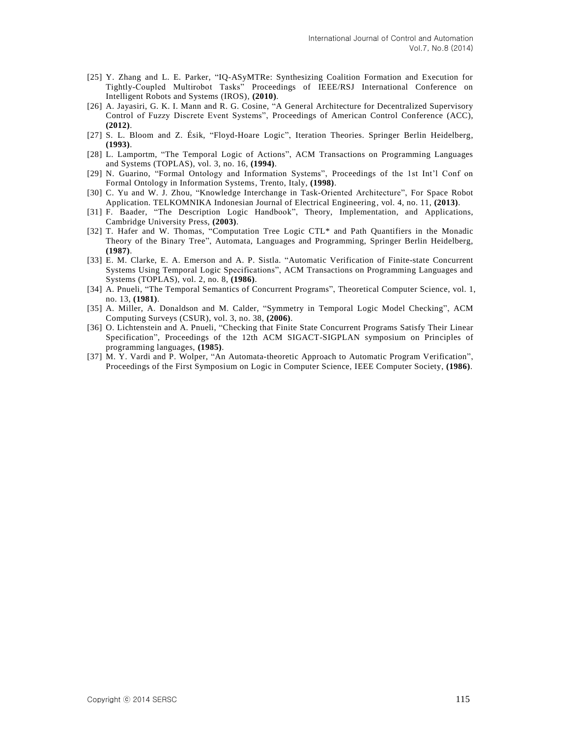[25] Y. Zhang and L. E. Parker, "IQ-ASyMTRe: Synthesizing Coalition Formation and Execution for Tightly-Coupled Multirobot Tasks" Proceedings of IEEE/RSJ International Conference on Intelligent Robots and Systems (IROS), **(2010)**.

[26] A. Jayasiri, G. K. I. Mann and R. G. Cosine, "A General Architecture for Decentralized Supervisory Control of Fuzzy Discrete Event Systems", Proceedings of American Control Conference (ACC), **(2012)**.

[27] S. L. Bloom and Z. Ésik, "Floyd-Hoare Logic", Iteration Theories. Springer Berlin Heidelberg, **(1993)**.

[28] L. Lamportm, "The Temporal Logic of Actions", ACM Transactions on Programming Languages and Systems (TOPLAS), vol. 3, no. 16, **(1994)**.

[29] N. Guarino, "Formal Ontology and Information Systems", Proceedings of the 1st Int'l Conf on Formal Ontology in Information Systems, Trento, Italy, **(1998)**.

[30] C. Yu and W. J. Zhou, "Knowledge Interchange in Task-Oriented Architecture", For Space Robot Application. TELKOMNIKA Indonesian Journal of Electrical Engineering, vol. 4, no. 11, **(2013)**.

[31] F. Baader, "The Description Logic Handbook", Theory, Implementation, and Applications, Cambridge University Press, **(2003)**.

[32] T. Hafer and W. Thomas, "Computation Tree Logic CTL* and Path Quantifiers in the Monadic Theory of the Binary Tree", Automata, Languages and Programming, Springer Berlin Heidelberg, **(1987)**.

[33] E. M. Clarke, E. A. Emerson and A. P. Sistla. "Automatic Verification of Finite-state Concurrent Systems Using Temporal Logic Specifications", ACM Transactions on Programming Languages and Systems (TOPLAS), vol. 2, no. 8, **(1986)**.

[34] A. Pnueli, "The Temporal Semantics of Concurrent Programs", Theoretical Computer Science, vol. 1, no. 13, **(1981)**.

[35] A. Miller, A. Donaldson and M. Calder, "Symmetry in Temporal Logic Model Checking", ACM Computing Surveys (CSUR), vol. 3, no. 38, **(2006)**.

[36] O. Lichtenstein and A. Pnueli, "Checking that Finite State Concurrent Programs Satisfy Their Linear Specification", Proceedings of the 12th ACM SIGACT-SIGPLAN symposium on Principles of programming languages, **(1985)**.

[37] M. Y. Vardi and P. Wolper, "An Automata-theoretic Approach to Automatic Program Verification", Proceedings of the First Symposium on Logic in Computer Science, IEEE Computer Society, **(1986)**.